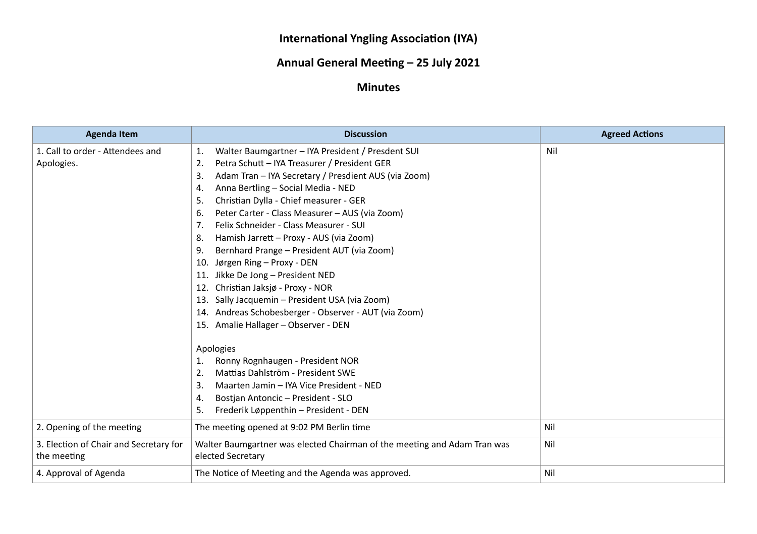# International Yngling Association (IYA)

## Annual General Meeting – 25 July 2021

## Minutes

| Agenda Item | Discussion | Agreed Actions |
|---|---|---|
| 1. Call to order - Attendees and Apologies. | 1. Walter Baumgartner – IYA President / Presdent SUI<br>2. Petra Schutt – IYA Treasurer / President GER<br>3. Adam Tran – IYA Secretary / Presdient AUS (via Zoom)<br>4. Anna Bertling – Social Media - NED<br>5. Christian Dylla - Chief measurer - GER<br>6. Peter Carter - Class Measurer – AUS (via Zoom)<br>7. Felix Schneider - Class Measurer - SUI<br>8. Hamish Jarrett – Proxy - AUS (via Zoom)<br>9. Bernhard Prange – President AUT (via Zoom)<br>10. Jørgen Ring – Proxy - DEN<br>11. Jikke De Jong – President NED<br>12. Christian Jaksjø - Proxy - NOR<br>13. Sally Jacquemin – President USA (via Zoom)<br>14. Andreas Schobesberger - Observer - AUT (via Zoom)<br>15. Amalie Hallager – Observer - DEN<br><br>Apologies<br>1. Ronny Rognhaugen - President NOR<br>2. Mattias Dahlström - President SWE<br>3. Maarten Jamin – IYA Vice President - NED<br>4. Bostjan Antoncic – President - SLO<br>5. Frederik Løppenthin – President - DEN | Nil |
| 2. Opening of the meeting | The meeting opened at 9:02 PM Berlin time | Nil |
| 3. Election of Chair and Secretary for the meeting | Walter Baumgartner was elected Chairman of the meeting and Adam Tran was elected Secretary | Nil |
| 4. Approval of Agenda | The Notice of Meeting and the Agenda was approved. | Nil |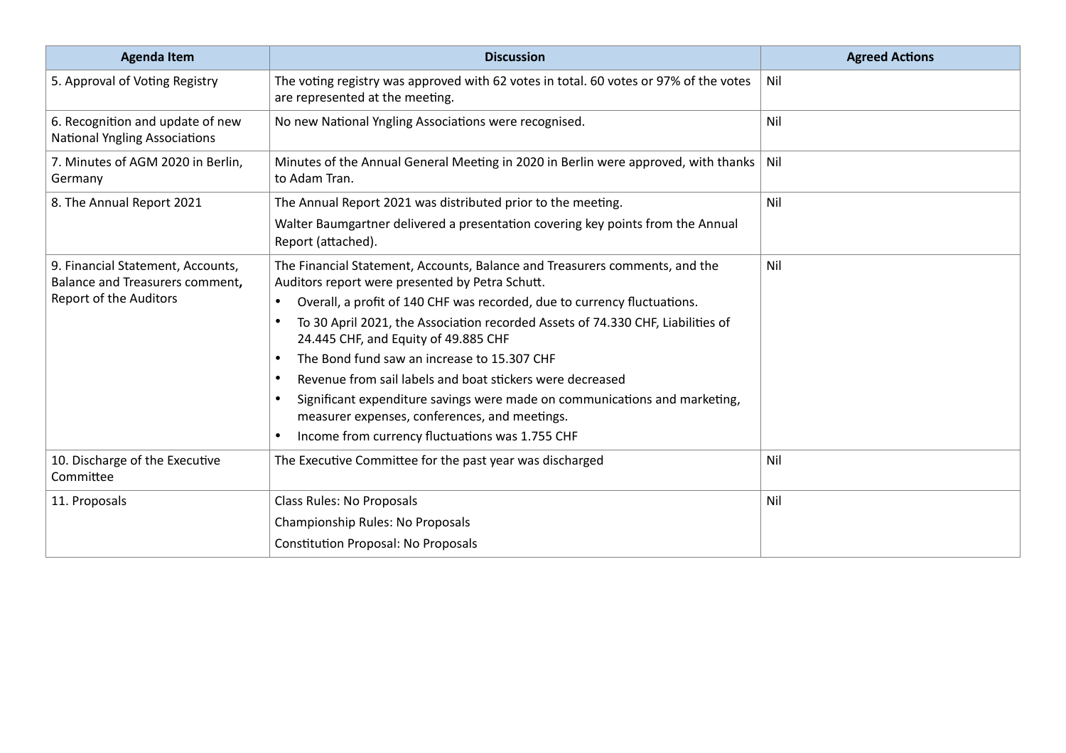| Agenda Item | Discussion | Agreed Actions |
| --- | --- | --- |
| 5. Approval of Voting Registry | The voting registry was approved with 62 votes in total. 60 votes or 97% of the votes are represented at the meeting. | Nil |
| 6. Recognition and update of new National Yngling Associations | No new National Yngling Associations were recognised. | Nil |
| 7. Minutes of AGM 2020 in Berlin, Germany | Minutes of the Annual General Meeting in 2020 in Berlin were approved, with thanks to Adam Tran. | Nil |
| 8. The Annual Report 2021 | The Annual Report 2021 was distributed prior to the meeting.<br>Walter Baumgartner delivered a presentation covering key points from the Annual Report (attached). | Nil |
| 9. Financial Statement, Accounts, Balance and Treasurers comment**,** Report of the Auditors | The Financial Statement, Accounts, Balance and Treasurers comments, and the Auditors report were presented by Petra Schutt.<br>• Overall, a profit of 140 CHF was recorded, due to currency fluctuations.<br>• To 30 April 2021, the Association recorded Assets of 74.330 CHF, Liabilities of 24.445 CHF, and Equity of 49.885 CHF<br>• The Bond fund saw an increase to 15.307 CHF<br>• Revenue from sail labels and boat stickers were decreased<br>• Significant expenditure savings were made on communications and marketing, measurer expenses, conferences, and meetings.<br>• Income from currency fluctuations was 1.755 CHF | Nil |
| 10. Discharge of the Executive Committee | The Executive Committee for the past year was discharged | Nil |
| 11. Proposals | Class Rules: No Proposals<br>Championship Rules: No Proposals<br>Constitution Proposal: No Proposals | Nil |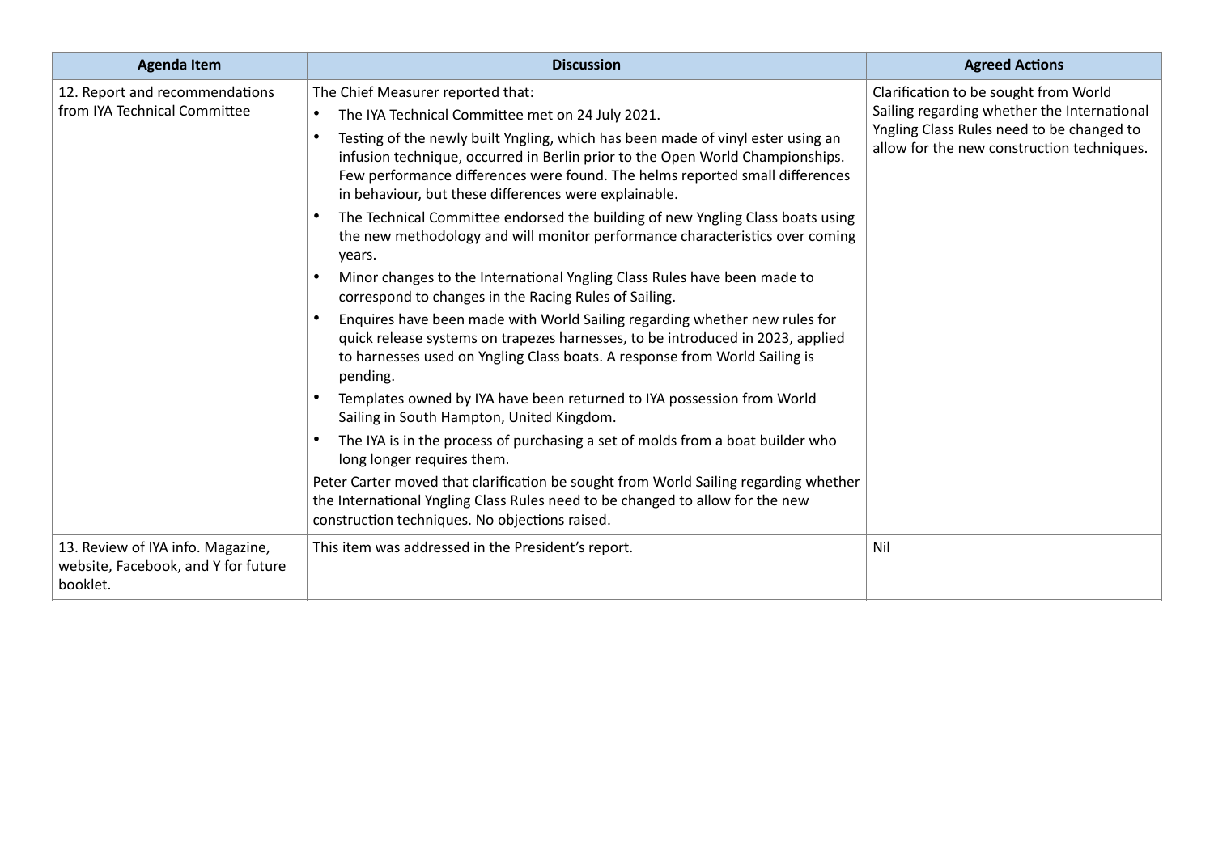| Agenda Item | Discussion | Agreed Actions |
|---|---|---|
| 12. Report and recommendations from IYA Technical Committee | The Chief Measurer reported that:<br>• The IYA Technical Committee met on 24 July 2021.<br>• Testing of the newly built Yngling, which has been made of vinyl ester using an infusion technique, occurred in Berlin prior to the Open World Championships. Few performance differences were found. The helms reported small differences in behaviour, but these differences were explainable.<br>• The Technical Committee endorsed the building of new Yngling Class boats using the new methodology and will monitor performance characteristics over coming years.<br>• Minor changes to the International Yngling Class Rules have been made to correspond to changes in the Racing Rules of Sailing.<br>• Enquires have been made with World Sailing regarding whether new rules for quick release systems on trapezes harnesses, to be introduced in 2023, applied to harnesses used on Yngling Class boats. A response from World Sailing is pending.<br>• Templates owned by IYA have been returned to IYA possession from World Sailing in South Hampton, United Kingdom.<br>• The IYA is in the process of purchasing a set of molds from a boat builder who long longer requires them.<br>Peter Carter moved that clarification be sought from World Sailing regarding whether the International Yngling Class Rules need to be changed to allow for the new construction techniques. No objections raised. | Clarification to be sought from World Sailing regarding whether the International Yngling Class Rules need to be changed to allow for the new construction techniques. |
| 13. Review of IYA info. Magazine, website, Facebook, and Y for future booklet. | This item was addressed in the President's report. | Nil |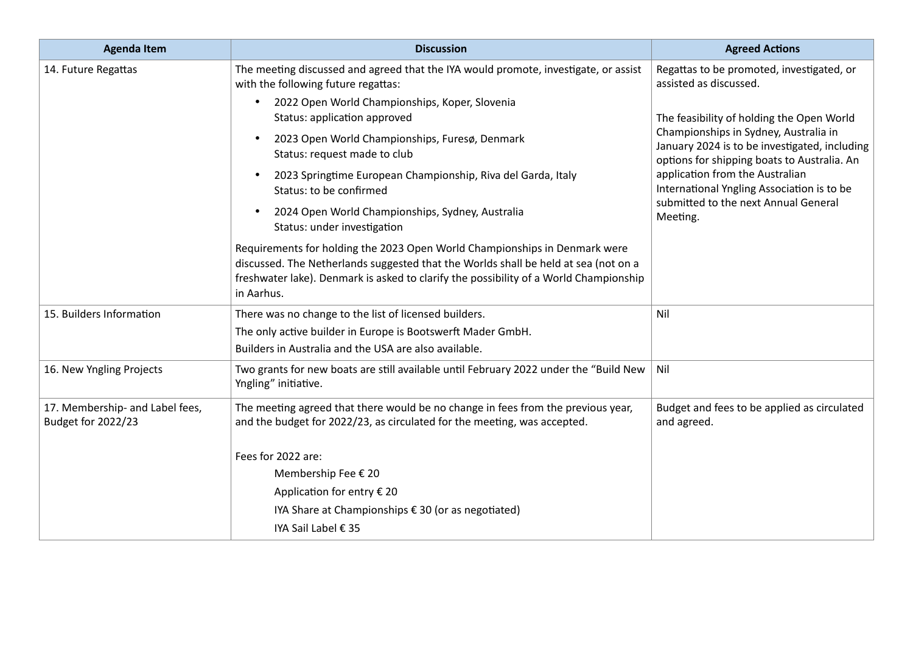| Agenda Item | Discussion | Agreed Actions |
| --- | --- | --- |
| 14. Future Regattas | The meeting discussed and agreed that the IYA would promote, investigate, or assist with the following future regattas:<br>• 2022 Open World Championships, Koper, Slovenia<br>Status: application approved<br>• 2023 Open World Championships, Furesø, Denmark<br>Status: request made to club<br>• 2023 Springtime European Championship, Riva del Garda, Italy<br>Status: to be confirmed<br>• 2024 Open World Championships, Sydney, Australia<br>Status: under investigation<br>Requirements for holding the 2023 Open World Championships in Denmark were discussed. The Netherlands suggested that the Worlds shall be held at sea (not on a freshwater lake). Denmark is asked to clarify the possibility of a World Championship in Aarhus. | Regattas to be promoted, investigated, or assisted as discussed.<br><br>The feasibility of holding the Open World Championships in Sydney, Australia in January 2024 is to be investigated, including options for shipping boats to Australia. An application from the Australian International Yngling Association is to be submitted to the next Annual General Meeting. |
| 15. Builders Information | There was no change to the list of licensed builders.<br>The only active builder in Europe is Bootswerft Mader GmbH.<br>Builders in Australia and the USA are also available. | Nil |
| 16. New Yngling Projects | Two grants for new boats are still available until February 2022 under the "Build New Yngling" initiative. | Nil |
| 17. Membership- and Label fees, Budget for 2022/23 | The meeting agreed that there would be no change in fees from the previous year, and the budget for 2022/23, as circulated for the meeting, was accepted.<br><br>Fees for 2022 are:<br>Membership Fee € 20<br>Application for entry € 20<br>IYA Share at Championships € 30 (or as negotiated)<br>IYA Sail Label € 35 | Budget and fees to be applied as circulated and agreed. |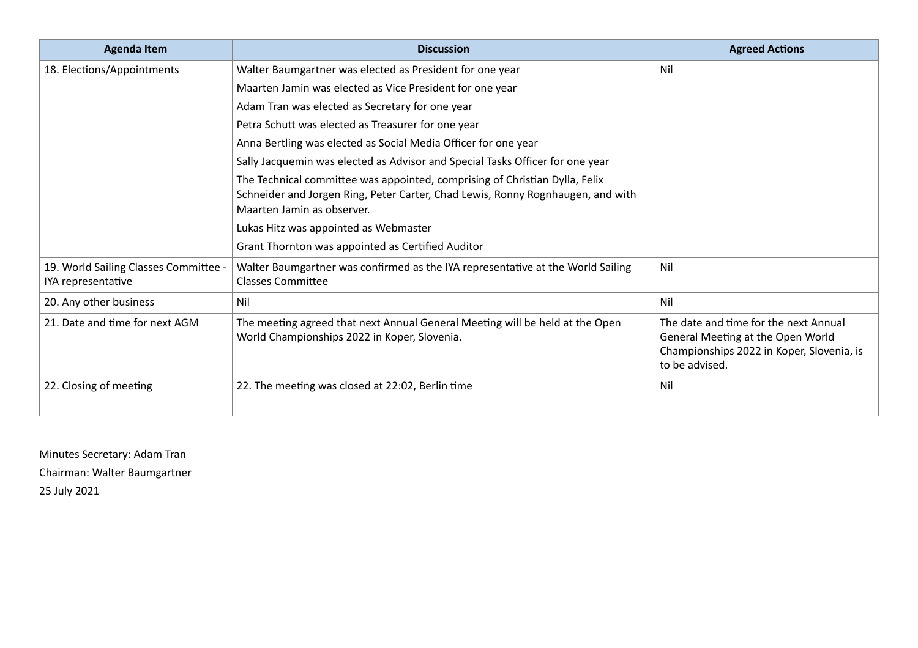| Agenda Item | Discussion | Agreed Actions |
|---|---|---|
| 18. Elections/Appointments | Walter Baumgartner was elected as President for one year | Nil |
| | Maarten Jamin was elected as Vice President for one year | |
| | Adam Tran was elected as Secretary for one year | |
| | Petra Schutt was elected as Treasurer for one year | |
| | Anna Bertling was elected as Social Media Officer for one year | |
| | Sally Jacquemin was elected as Advisor and Special Tasks Officer for one year | |
| | The Technical committee was appointed, comprising of Christian Dylla, Felix Schneider and Jorgen Ring, Peter Carter, Chad Lewis, Ronny Rognhaugen, and with Maarten Jamin as observer. | |
| | Lukas Hitz was appointed as Webmaster | |
| | Grant Thornton was appointed as Certified Auditor | |
| 19. World Sailing Classes Committee - IYA representative | Walter Baumgartner was confirmed as the IYA representative at the World Sailing Classes Committee | Nil |
| 20. Any other business | Nil | Nil |
| 21. Date and time for next AGM | The meeting agreed that next Annual General Meeting will be held at the Open World Championships 2022 in Koper, Slovenia. | The date and time for the next Annual General Meeting at the Open World Championships 2022 in Koper, Slovenia, is to be advised. |
| 22. Closing of meeting | 22. The meeting was closed at 22:02, Berlin time | Nil |

Minutes Secretary: Adam Tran

Chairman: Walter Baumgartner

25 July 2021